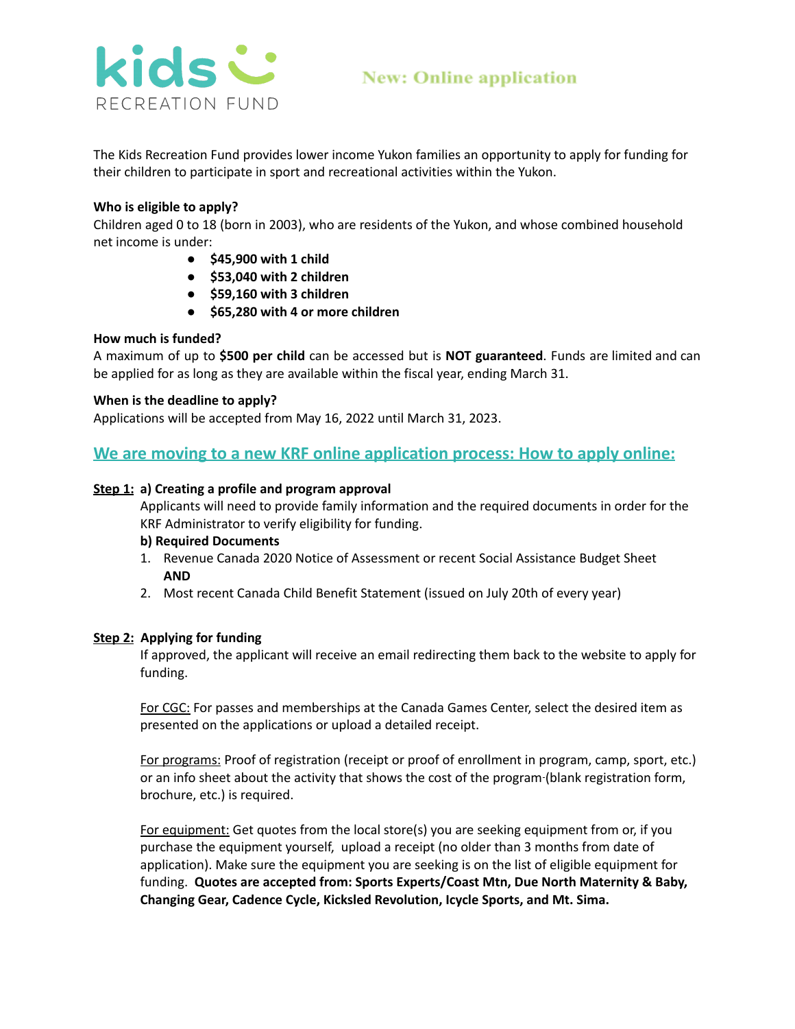kids RECREATION FUND

New: Online application

The Kids Recreation Fund provides lower income Yukon families an opportunity to apply for funding for their children to participate in sport and recreational activities within the Yukon.

**Who is eligible to apply?**
Children aged 0 to 18 (born in 2003), who are residents of the Yukon, and whose combined household net income is under:

- **$45,900 with 1 child**
- **$53,040 with 2 children**
- **$59,160 with 3 children**
- **$65,280 with 4 or more children**

**How much is funded?**
A maximum of up to **$500 per child** can be accessed but is **NOT guaranteed**. Funds are limited and can be applied for as long as they are available within the fiscal year, ending March 31.

**When is the deadline to apply?**
Applications will be accepted from May 16, 2022 until March 31, 2023.

## We are moving to a new KRF online application process: How to apply online:

**Step 1: a) Creating a profile and program approval**

Applicants will need to provide family information and the required documents in order for the KRF Administrator to verify eligibility for funding.

**b) Required Documents**

1. Revenue Canada 2020 Notice of Assessment or recent Social Assistance Budget Sheet
   **AND**
2. Most recent Canada Child Benefit Statement (issued on July 20th of every year)

**Step 2: Applying for funding**

If approved, the applicant will receive an email redirecting them back to the website to apply for funding.

For CGC: For passes and memberships at the Canada Games Center, select the desired item as presented on the applications or upload a detailed receipt.

For programs: Proof of registration (receipt or proof of enrollment in program, camp, sport, etc.) or an info sheet about the activity that shows the cost of the program (blank registration form, brochure, etc.) is required.

For equipment: Get quotes from the local store(s) you are seeking equipment from or, if you purchase the equipment yourself, upload a receipt (no older than 3 months from date of application). Make sure the equipment you are seeking is on the list of eligible equipment for funding. **Quotes are accepted from: Sports Experts/Coast Mtn, Due North Maternity & Baby, Changing Gear, Cadence Cycle, Kicksled Revolution, Icycle Sports, and Mt. Sima.**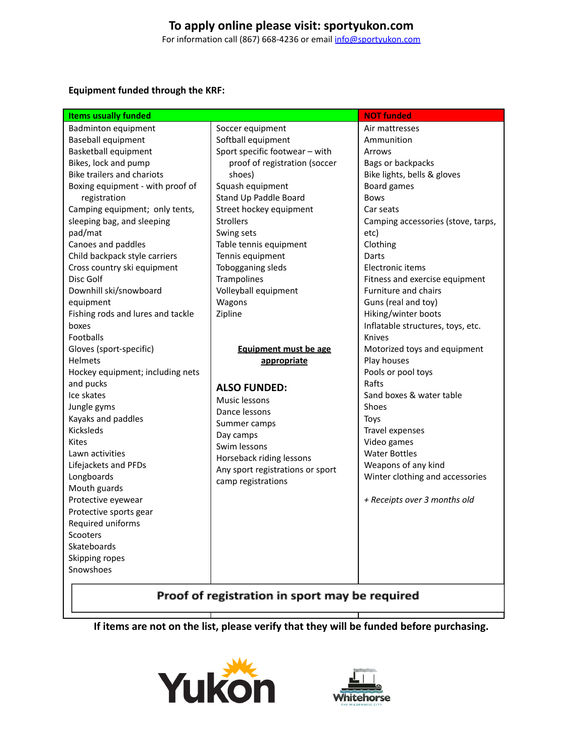**To apply online please visit: sportyukon.com**

For information call (867) 668-4236 or email info@sportyukon.com

**Equipment funded through the KRF:**

| **Items usually funded** | | **NOT funded** |
|---|---|---|
| Badminton equipment | Soccer equipment | Air mattresses |
| Baseball equipment | Softball equipment | Ammunition |
| Basketball equipment | Sport specific footwear – with proof of registration (soccer shoes) | Arrows |
| Bikes, lock and pump | Squash equipment | Bags or backpacks |
| Bike trailers and chariots | Stand Up Paddle Board | Bike lights, bells & gloves |
| Boxing equipment - with proof of registration | Street hockey equipment | Board games |
| Camping equipment; only tents, sleeping bag, and sleeping pad/mat | Strollers | Bows |
| Canoes and paddles | Swing sets | Car seats |
| Child backpack style carriers | Table tennis equipment | Camping accessories (stove, tarps, etc) |
| Cross country ski equipment | Tennis equipment | Clothing |
| Disc Golf | Tobogganing sleds | Darts |
| Downhill ski/snowboard equipment | Trampolines | Electronic items |
| Fishing rods and lures and tackle boxes | Volleyball equipment | Fitness and exercise equipment |
| Footballs | Wagons | Furniture and chairs |
| Gloves (sport-specific) | Zipline | Guns (real and toy) |
| Helmets | | Hiking/winter boots |
| Hockey equipment; including nets and pucks | **Equipment must be age appropriate** | Inflatable structures, toys, etc. |
| Ice skates | | Knives |
| Jungle gyms | **ALSO FUNDED:** | Motorized toys and equipment |
| Kayaks and paddles | Music lessons | Play houses |
| Kicksleds | Dance lessons | Pools or pool toys |
| Kites | Summer camps | Rafts |
| Lawn activities | Day camps | Sand boxes & water table |
| Lifejackets and PFDs | Swim lessons | Shoes |
| Longboards | Horseback riding lessons | Toys |
| Mouth guards | Any sport registrations or sport camp registrations | Travel expenses |
| Protective eyewear | | Video games |
| Protective sports gear | | Water Bottles |
| Required uniforms | | Weapons of any kind |
| Scooters | | Winter clothing and accessories |
| Skateboards | | |
| Skipping ropes | | *+ Receipts over 3 months old* |
| Snowshoes | | |

**Proof of registration in sport may be required**

**If items are not on the list, please verify that they will be funded before purchasing.**

Yukon

Whitehorse
THE WILDERNESS CITY